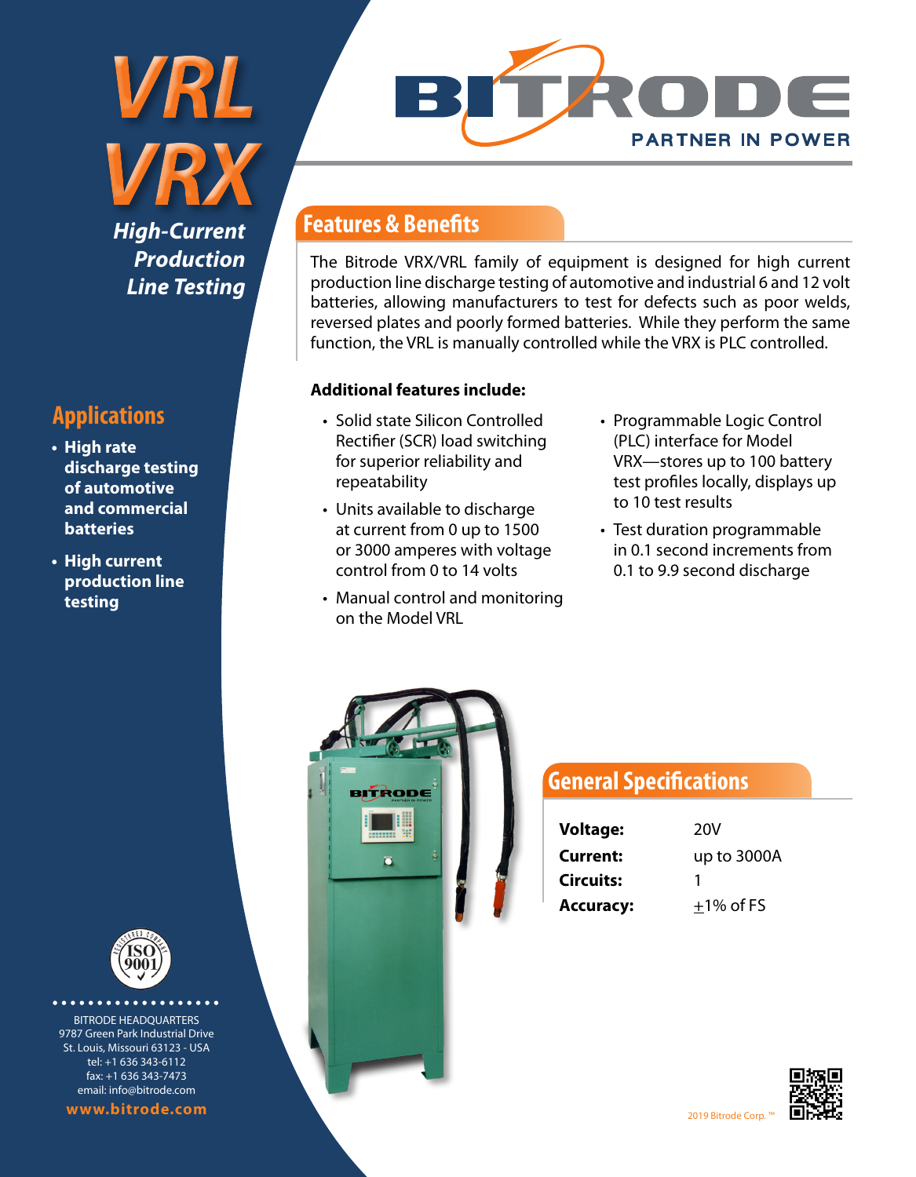# VRL VRX

*High-Current Production Line Testing*

BITRODE

PARTNER IN POWER

## Features & Benefits

The Bitrode VRX/VRL family of equipment is designed for high current production line discharge testing of automotive and industrial 6 and 12 volt batteries, allowing manufacturers to test for defects such as poor welds, reversed plates and poorly formed batteries. While they perform the same function, the VRL is manually controlled while the VRX is PLC controlled.

**Additional features include:**

- Solid state Silicon Controlled Rectifier (SCR) load switching for superior reliability and repeatability
- Units available to discharge at current from 0 up to 1500 or 3000 amperes with voltage control from 0 to 14 volts
- Manual control and monitoring on the Model VRL
- Programmable Logic Control (PLC) interface for Model VRX—stores up to 100 battery test profiles locally, displays up to 10 test results
- Test duration programmable in 0.1 second increments from 0.1 to 9.9 second discharge

## Applications

- **High rate discharge testing of automotive and commercial batteries**
- **High current production line testing**

## General Specifications

| | |
|---|---|
| **Voltage:** | 20V |
| **Current:** | up to 3000A |
| **Circuits:** | 1 |
| **Accuracy:** | ±1% of FS |

BITRODE HEADQUARTERS
9787 Green Park Industrial Drive
St. Louis, Missouri 63123 - USA
tel: +1 636 343-6112
fax: +1 636 343-7473
email: info@bitrode.com

**www.bitrode.com**

2019 Bitrode Corp. ™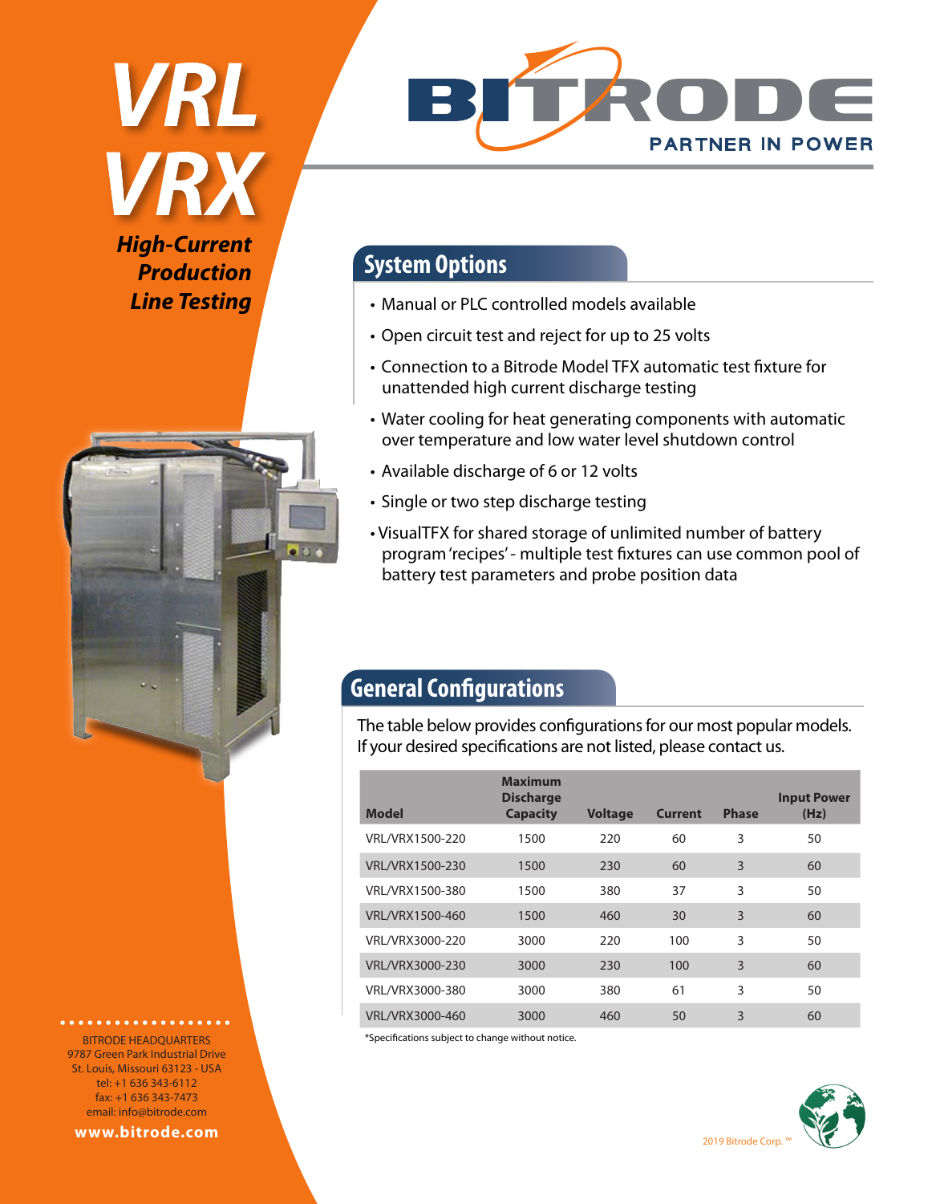# VRL VRX

***High-Current Production Line Testing***

BITRODE
PARTNER IN POWER

## System Options

- Manual or PLC controlled models available
- Open circuit test and reject for up to 25 volts
- Connection to a Bitrode Model TFX automatic test fixture for unattended high current discharge testing
- Water cooling for heat generating components with automatic over temperature and low water level shutdown control
- Available discharge of 6 or 12 volts
- Single or two step discharge testing
- VisualTFX for shared storage of unlimited number of battery program 'recipes' - multiple test fixtures can use common pool of battery test parameters and probe position data

## General Configurations

The table below provides configurations for our most popular models. If your desired specifications are not listed, please contact us.

| Model | Maximum Discharge Capacity | Voltage | Current | Phase | Input Power (Hz) |
|---|---|---|---|---|---|
| VRL/VRX1500-220 | 1500 | 220 | 60 | 3 | 50 |
| VRL/VRX1500-230 | 1500 | 230 | 60 | 3 | 60 |
| VRL/VRX1500-380 | 1500 | 380 | 37 | 3 | 50 |
| VRL/VRX1500-460 | 1500 | 460 | 30 | 3 | 60 |
| VRL/VRX3000-220 | 3000 | 220 | 100 | 3 | 50 |
| VRL/VRX3000-230 | 3000 | 230 | 100 | 3 | 60 |
| VRL/VRX3000-380 | 3000 | 380 | 61 | 3 | 50 |
| VRL/VRX3000-460 | 3000 | 460 | 50 | 3 | 60 |

*Specifications subject to change without notice.

BITRODE HEADQUARTERS
9787 Green Park Industrial Drive
St. Louis, Missouri 63123 - USA
tel: +1 636 343-6112
fax: +1 636 343-7473
email: info@bitrode.com

**www.bitrode.com**

2019 Bitrode Corp. ™